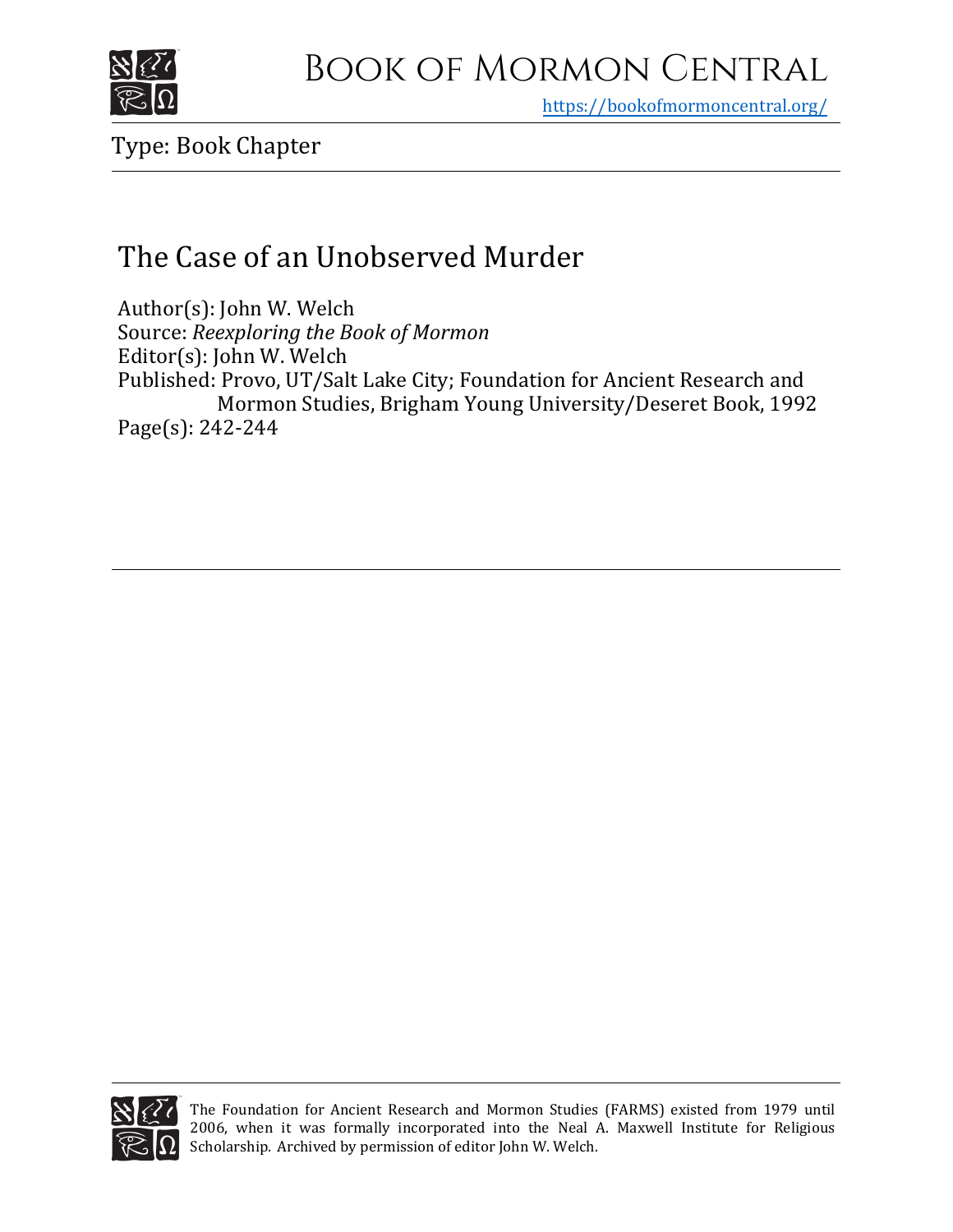# Book of Mormon Central

https://bookofmormoncentral.org/

Type: Book Chapter

## The Case of an Unobserved Murder

Author(s): John W. Welch
Source: *Reexploring the Book of Mormon*
Editor(s): John W. Welch
Published: Provo, UT/Salt Lake City; Foundation for Ancient Research and Mormon Studies, Brigham Young University/Deseret Book, 1992
Page(s): 242-244

The Foundation for Ancient Research and Mormon Studies (FARMS) existed from 1979 until 2006, when it was formally incorporated into the Neal A. Maxwell Institute for Religious Scholarship. Archived by permission of editor John W. Welch.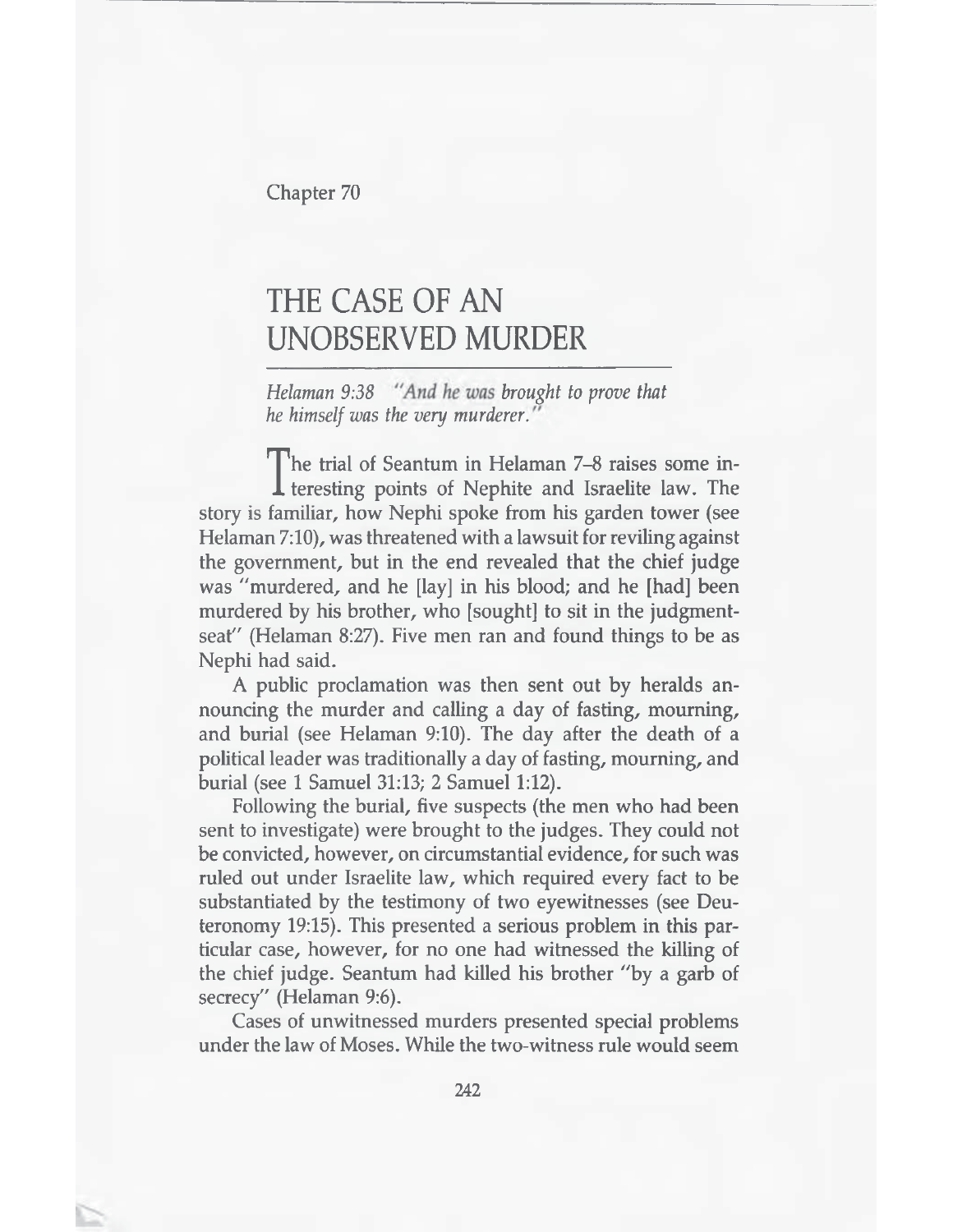Chapter 70

# THE CASE OF AN UNOBSERVED MURDER

*Helaman 9:38 "And he was brought to prove that he himself was the very murderer."*

The trial of Seantum in Helaman 7–8 raises some interesting points of Nephite and Israelite law. The story is familiar, how Nephi spoke from his garden tower (see Helaman 7:10), was threatened with a lawsuit for reviling against the government, but in the end revealed that the chief judge was "murdered, and he [lay] in his blood; and he [had] been murdered by his brother, who [sought] to sit in the judgment-seat" (Helaman 8:27). Five men ran and found things to be as Nephi had said.

A public proclamation was then sent out by heralds announcing the murder and calling a day of fasting, mourning, and burial (see Helaman 9:10). The day after the death of a political leader was traditionally a day of fasting, mourning, and burial (see 1 Samuel 31:13; 2 Samuel 1:12).

Following the burial, five suspects (the men who had been sent to investigate) were brought to the judges. They could not be convicted, however, on circumstantial evidence, for such was ruled out under Israelite law, which required every fact to be substantiated by the testimony of two eyewitnesses (see Deuteronomy 19:15). This presented a serious problem in this particular case, however, for no one had witnessed the killing of the chief judge. Seantum had killed his brother "by a garb of secrecy" (Helaman 9:6).

Cases of unwitnessed murders presented special problems under the law of Moses. While the two-witness rule would seem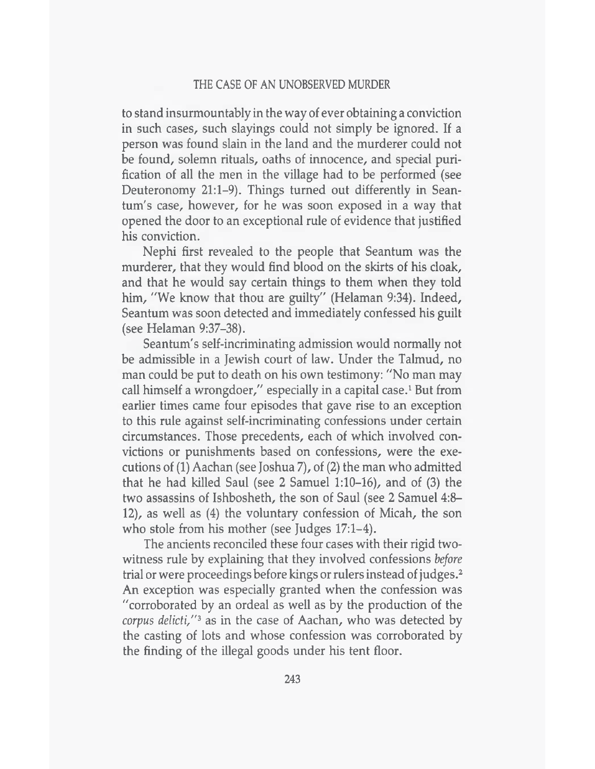to stand insurmountably in the way of ever obtaining a conviction in such cases, such slayings could not simply be ignored. If a person was found slain in the land and the murderer could not be found, solemn rituals, oaths of innocence, and special purification of all the men in the village had to be performed (see Deuteronomy 21:1–9). Things turned out differently in Seantum's case, however, for he was soon exposed in a way that opened the door to an exceptional rule of evidence that justified his conviction.

Nephi first revealed to the people that Seantum was the murderer, that they would find blood on the skirts of his cloak, and that he would say certain things to them when they told him, "We know that thou are guilty" (Helaman 9:34). Indeed, Seantum was soon detected and immediately confessed his guilt (see Helaman 9:37–38).

Seantum's self-incriminating admission would normally not be admissible in a Jewish court of law. Under the Talmud, no man could be put to death on his own testimony: "No man may call himself a wrongdoer," especially in a capital case.[1] But from earlier times came four episodes that gave rise to an exception to this rule against self-incriminating confessions under certain circumstances. Those precedents, each of which involved convictions or punishments based on confessions, were the executions of (1) Aachan (see Joshua 7), of (2) the man who admitted that he had killed Saul (see 2 Samuel 1:10–16), and of (3) the two assassins of Ishbosheth, the son of Saul (see 2 Samuel 4:8–12), as well as (4) the voluntary confession of Micah, the son who stole from his mother (see Judges 17:1–4).

The ancients reconciled these four cases with their rigid two-witness rule by explaining that they involved confessions *before* trial or were proceedings before kings or rulers instead of judges.[2] An exception was especially granted when the confession was "corroborated by an ordeal as well as by the production of the *corpus delicti*,"[3] as in the case of Aachan, who was detected by the casting of lots and whose confession was corroborated by the finding of the illegal goods under his tent floor.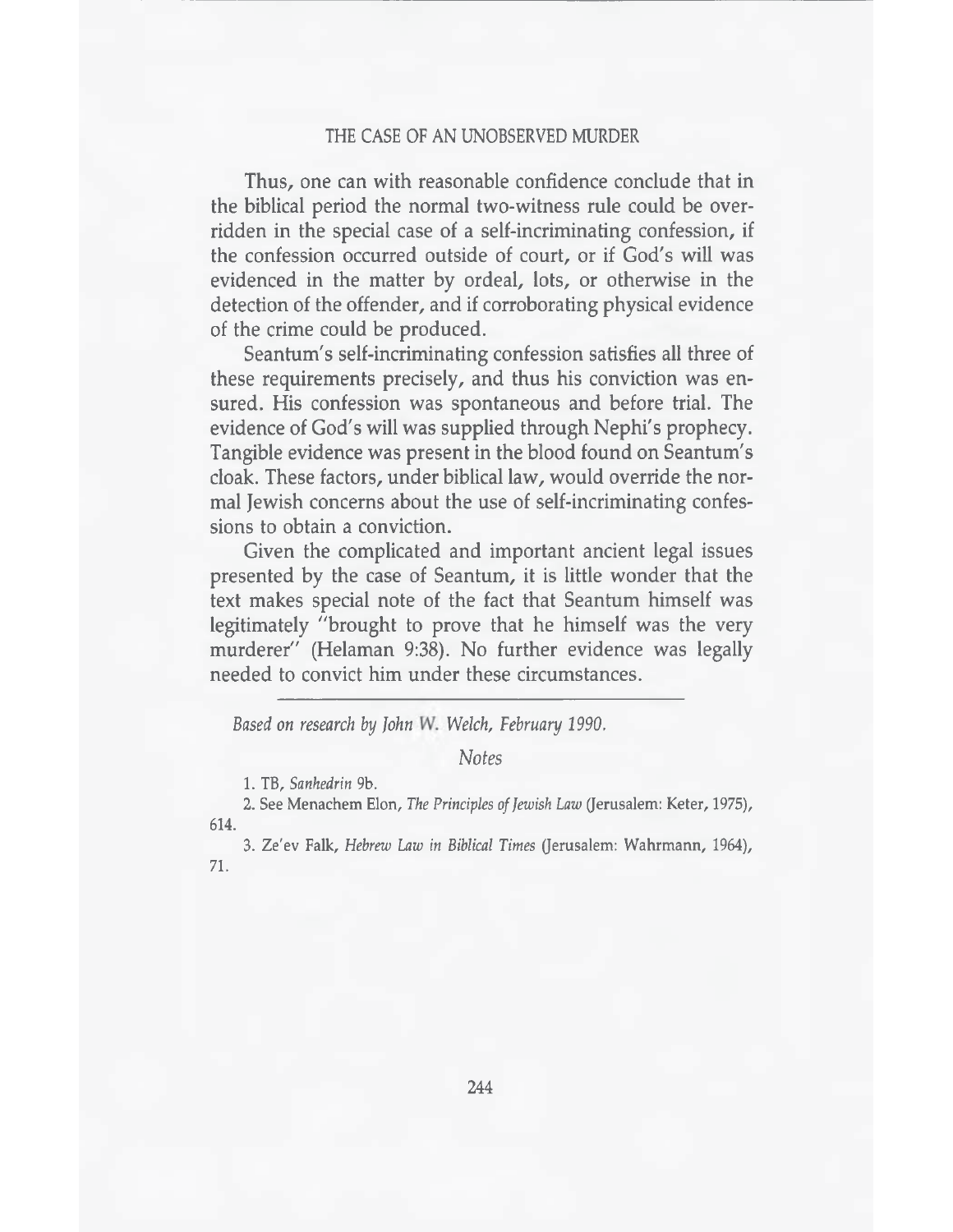Thus, one can with reasonable confidence conclude that in the biblical period the normal two-witness rule could be overridden in the special case of a self-incriminating confession, if the confession occurred outside of court, or if God's will was evidenced in the matter by ordeal, lots, or otherwise in the detection of the offender, and if corroborating physical evidence of the crime could be produced.

Seantum's self-incriminating confession satisfies all three of these requirements precisely, and thus his conviction was ensured. His confession was spontaneous and before trial. The evidence of God's will was supplied through Nephi's prophecy. Tangible evidence was present in the blood found on Seantum's cloak. These factors, under biblical law, would override the normal Jewish concerns about the use of self-incriminating confessions to obtain a conviction.

Given the complicated and important ancient legal issues presented by the case of Seantum, it is little wonder that the text makes special note of the fact that Seantum himself was legitimately "brought to prove that he himself was the very murderer" (Helaman 9:38). No further evidence was legally needed to convict him under these circumstances.

---

*Based on research by John W. Welch, February 1990.*

## Notes

1. TB, *Sanhedrin* 9b.

2. See Menachem Elon, *The Principles of Jewish Law* (Jerusalem: Keter, 1975), 614.

3. Ze'ev Falk, *Hebrew Law in Biblical Times* (Jerusalem: Wahrmann, 1964), 71.